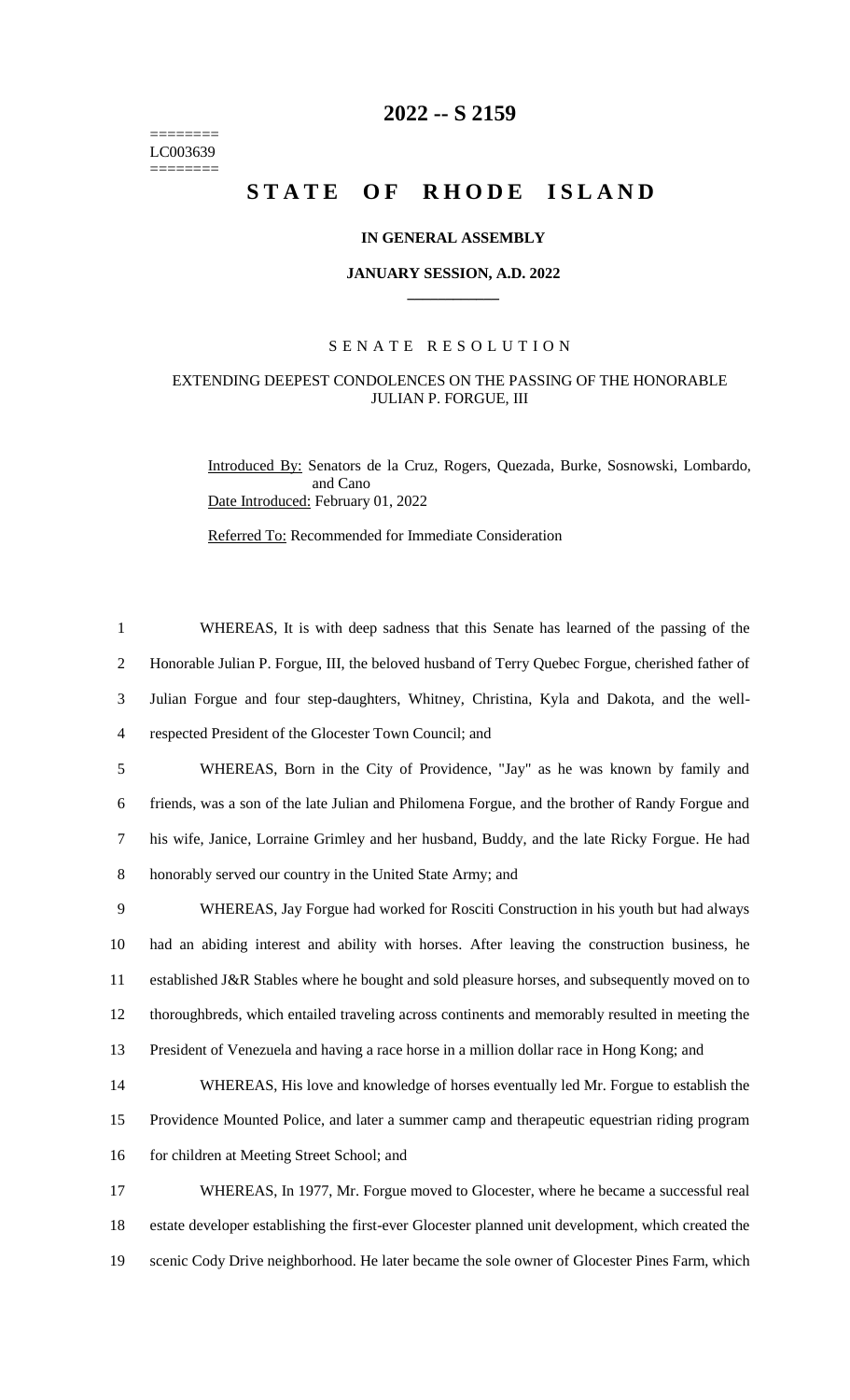========
LC003639
========

# 2022 -- S 2159

# STATE OF RHODE ISLAND

**IN GENERAL ASSEMBLY**

**JANUARY SESSION, A.D. 2022**

SENATE RESOLUTION

EXTENDING DEEPEST CONDOLENCES ON THE PASSING OF THE HONORABLE JULIAN P. FORGUE, III

Introduced By: Senators de la Cruz, Rogers, Quezada, Burke, Sosnowski, Lombardo, and Cano

Date Introduced: February 01, 2022

Referred To: Recommended for Immediate Consideration

WHEREAS, It is with deep sadness that this Senate has learned of the passing of the Honorable Julian P. Forgue, III, the beloved husband of Terry Quebec Forgue, cherished father of Julian Forgue and four step-daughters, Whitney, Christina, Kyla and Dakota, and the well-respected President of the Glocester Town Council; and

WHEREAS, Born in the City of Providence, "Jay" as he was known by family and friends, was a son of the late Julian and Philomena Forgue, and the brother of Randy Forgue and his wife, Janice, Lorraine Grimley and her husband, Buddy, and the late Ricky Forgue. He had honorably served our country in the United State Army; and

WHEREAS, Jay Forgue had worked for Rosciti Construction in his youth but had always had an abiding interest and ability with horses. After leaving the construction business, he established J&R Stables where he bought and sold pleasure horses, and subsequently moved on to thoroughbreds, which entailed traveling across continents and memorably resulted in meeting the President of Venezuela and having a race horse in a million dollar race in Hong Kong; and

WHEREAS, His love and knowledge of horses eventually led Mr. Forgue to establish the Providence Mounted Police, and later a summer camp and therapeutic equestrian riding program for children at Meeting Street School; and

WHEREAS, In 1977, Mr. Forgue moved to Glocester, where he became a successful real estate developer establishing the first-ever Glocester planned unit development, which created the scenic Cody Drive neighborhood. He later became the sole owner of Glocester Pines Farm, which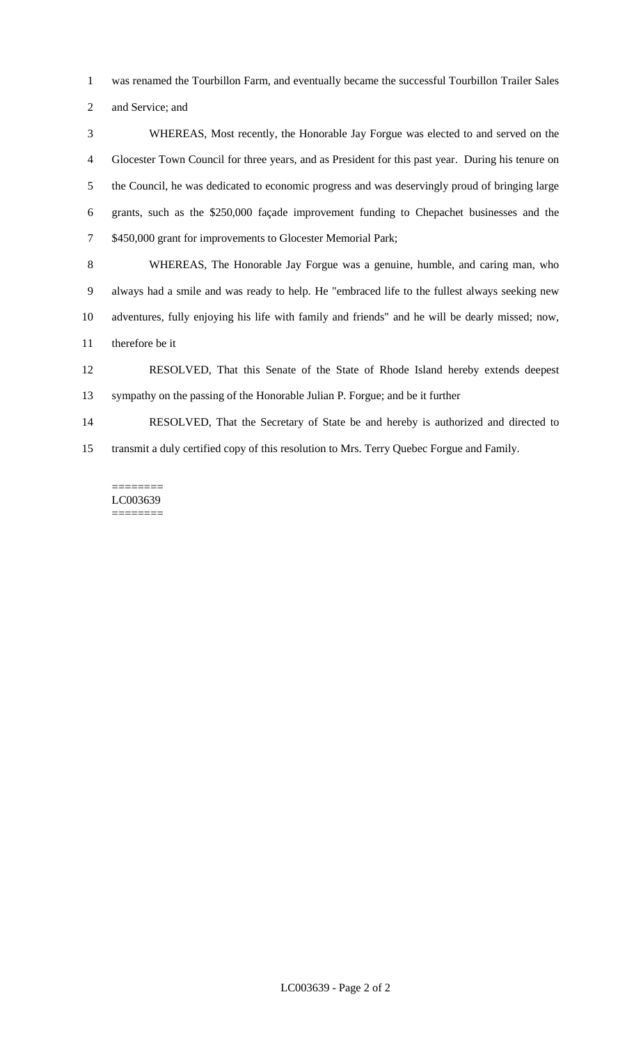was renamed the Tourbillon Farm, and eventually became the successful Tourbillon Trailer Sales and Service; and

WHEREAS, Most recently, the Honorable Jay Forgue was elected to and served on the Glocester Town Council for three years, and as President for this past year. During his tenure on the Council, he was dedicated to economic progress and was deservingly proud of bringing large grants, such as the $250,000 façade improvement funding to Chepachet businesses and the $450,000 grant for improvements to Glocester Memorial Park;

WHEREAS, The Honorable Jay Forgue was a genuine, humble, and caring man, who always had a smile and was ready to help. He "embraced life to the fullest always seeking new adventures, fully enjoying his life with family and friends" and he will be dearly missed; now, therefore be it

RESOLVED, That this Senate of the State of Rhode Island hereby extends deepest sympathy on the passing of the Honorable Julian P. Forgue; and be it further

RESOLVED, That the Secretary of State be and hereby is authorized and directed to transmit a duly certified copy of this resolution to Mrs. Terry Quebec Forgue and Family.

========
LC003639
========